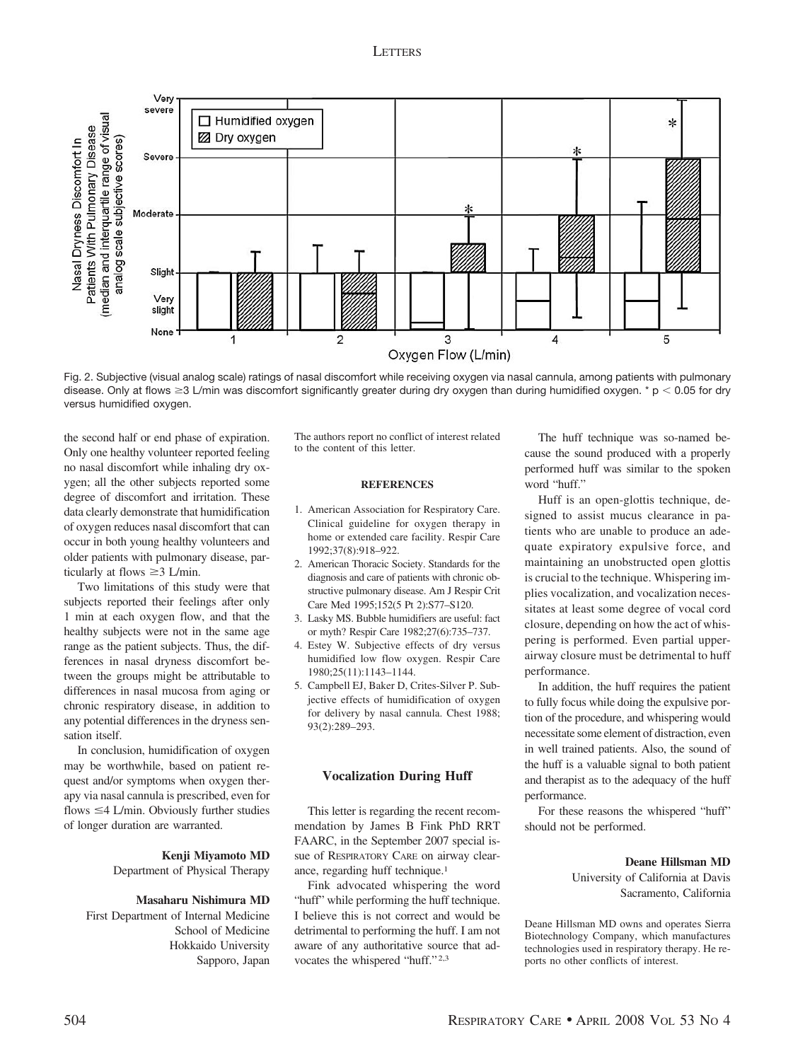Fig. 2. Subjective (visual analog scale) ratings of nasal discomfort while receiving oxygen via nasal cannula, among patients with pulmonary disease. Only at flows ≥3 L/min was discomfort significantly greater during dry oxygen than during humidified oxygen. * $p < 0.05$ for dry versus humidified oxygen.

the second half or end phase of expiration. Only one healthy volunteer reported feeling no nasal discomfort while inhaling dry oxygen; all the other subjects reported some degree of discomfort and irritation. These data clearly demonstrate that humidification of oxygen reduces nasal discomfort that can occur in both young healthy volunteers and older patients with pulmonary disease, particularly at flows ≥3 L/min.

Two limitations of this study were that subjects reported their feelings after only 1 min at each oxygen flow, and that the healthy subjects were not in the same age range as the patient subjects. Thus, the differences in nasal dryness discomfort between the groups might be attributable to differences in nasal mucosa from aging or chronic respiratory disease, in addition to any potential differences in the dryness sensation itself.

In conclusion, humidification of oxygen may be worthwhile, based on patient request and/or symptoms when oxygen therapy via nasal cannula is prescribed, even for flows ≤4 L/min. Obviously further studies of longer duration are warranted.

**Kenji Miyamoto MD**
Department of Physical Therapy

**Masaharu Nishimura MD**
First Department of Internal Medicine
School of Medicine
Hokkaido University
Sapporo, Japan

The authors report no conflict of interest related to the content of this letter.

#### REFERENCES

1. American Association for Respiratory Care. Clinical guideline for oxygen therapy in home or extended care facility. Respir Care 1992;37(8):918–922.
2. American Thoracic Society. Standards for the diagnosis and care of patients with chronic obstructive pulmonary disease. Am J Respir Crit Care Med 1995;152(5 Pt 2):S77–S120.
3. Lasky MS. Bubble humidifiers are useful: fact or myth? Respir Care 1982;27(6):735–737.
4. Estey W. Subjective effects of dry versus humidified low flow oxygen. Respir Care 1980;25(11):1143–1144.
5. Campbell EJ, Baker D, Crites-Silver P. Subjective effects of humidification of oxygen for delivery by nasal cannula. Chest 1988; 93(2):289–293.

## Vocalization During Huff

This letter is regarding the recent recommendation by James B Fink PhD RRT FAARC, in the September 2007 special issue of RESPIRATORY CARE on airway clearance, regarding huff technique.[1]

Fink advocated whispering the word "huff" while performing the huff technique. I believe this is not correct and would be detrimental to performing the huff. I am not aware of any authoritative source that advocates the whispered "huff."[2,3]

The huff technique was so-named because the sound produced with a properly performed huff was similar to the spoken word "huff."

Huff is an open-glottis technique, designed to assist mucus clearance in patients who are unable to produce an adequate expiratory expulsive force, and maintaining an unobstructed open glottis is crucial to the technique. Whispering implies vocalization, and vocalization necessitates at least some degree of vocal cord closure, depending on how the act of whispering is performed. Even partial upper-airway closure must be detrimental to huff performance.

In addition, the huff requires the patient to fully focus while doing the expulsive portion of the procedure, and whispering would necessitate some element of distraction, even in well trained patients. Also, the sound of the huff is a valuable signal to both patient and therapist as to the adequacy of the huff performance.

For these reasons the whispered "huff" should not be performed.

**Deane Hillsman MD**
University of California at Davis
Sacramento, California

Deane Hillsman MD owns and operates Sierra Biotechnology Company, which manufactures technologies used in respiratory therapy. He reports no other conflicts of interest.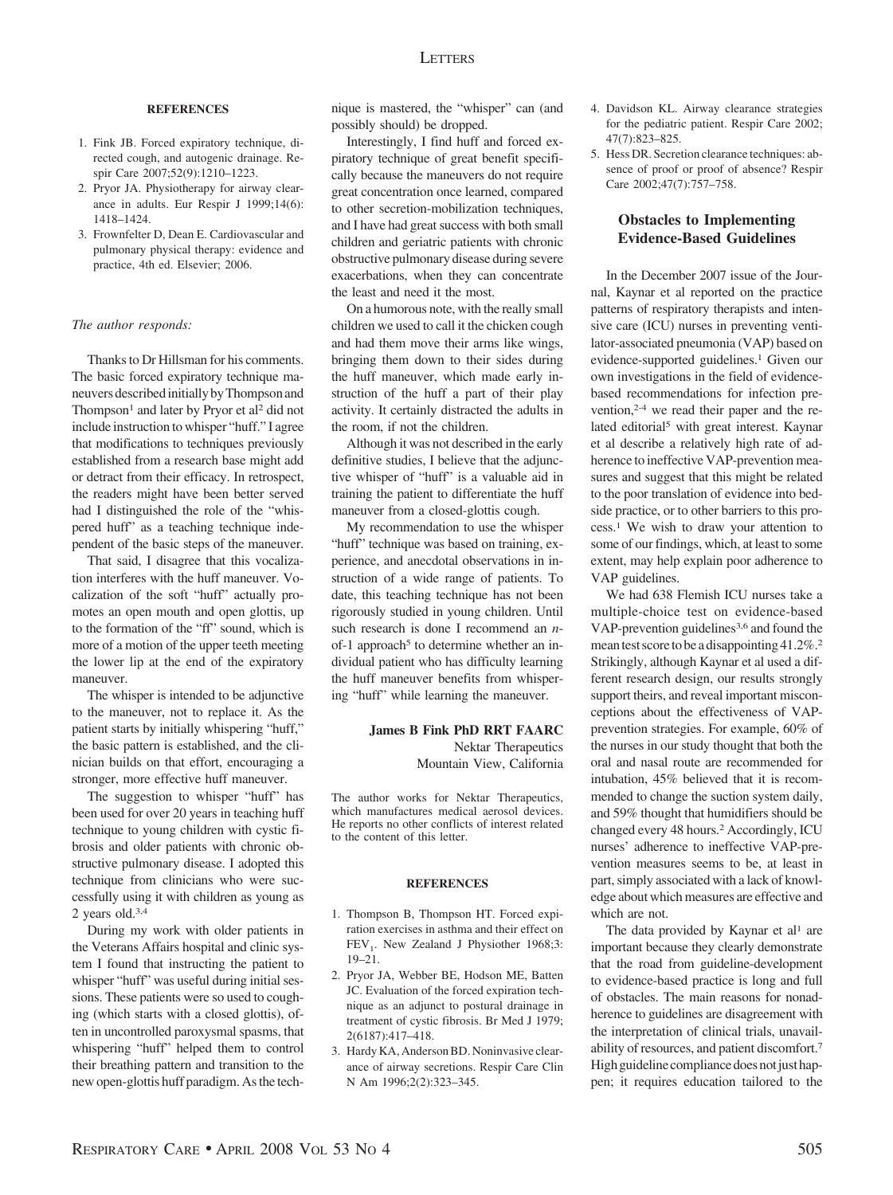#### REFERENCES

1. Fink JB. Forced expiratory technique, directed cough, and autogenic drainage. Respir Care 2007;52(9):1210–1223.
2. Pryor JA. Physiotherapy for airway clearance in adults. Eur Respir J 1999;14(6): 1418–1424.
3. Frownfelter D, Dean E. Cardiovascular and pulmonary physical therapy: evidence and practice, 4th ed. Elsevier; 2006.

*The author responds:*

Thanks to Dr Hillsman for his comments. The basic forced expiratory technique maneuvers described initially by Thompson and Thompson[1] and later by Pryor et al[2] did not include instruction to whisper "huff." I agree that modifications to techniques previously established from a research base might add or detract from their efficacy. In retrospect, the readers might have been better served had I distinguished the role of the "whispered huff" as a teaching technique independent of the basic steps of the maneuver.

That said, I disagree that this vocalization interferes with the huff maneuver. Vocalization of the soft "huff" actually promotes an open mouth and open glottis, up to the formation of the "ff" sound, which is more of a motion of the upper teeth meeting the lower lip at the end of the expiratory maneuver.

The whisper is intended to be adjunctive to the maneuver, not to replace it. As the patient starts by initially whispering "huff," the basic pattern is established, and the clinician builds on that effort, encouraging a stronger, more effective huff maneuver.

The suggestion to whisper "huff" has been used for over 20 years in teaching huff technique to young children with cystic fibrosis and older patients with chronic obstructive pulmonary disease. I adopted this technique from clinicians who were successfully using it with children as young as 2 years old.[3,4]

During my work with older patients in the Veterans Affairs hospital and clinic system I found that instructing the patient to whisper "huff" was useful during initial sessions. These patients were so used to coughing (which starts with a closed glottis), often in uncontrolled paroxysmal spasms, that whispering "huff" helped them to control their breathing pattern and transition to the new open-glottis huff paradigm. As the technique is mastered, the "whisper" can (and possibly should) be dropped.

Interestingly, I find huff and forced expiratory technique of great benefit specifically because the maneuvers do not require great concentration once learned, compared to other secretion-mobilization techniques, and I have had great success with both small children and geriatric patients with chronic obstructive pulmonary disease during severe exacerbations, when they can concentrate the least and need it the most.

On a humorous note, with the really small children we used to call it the chicken cough and had them move their arms like wings, bringing them down to their sides during the huff maneuver, which made early instruction of the huff a part of their play activity. It certainly distracted the adults in the room, if not the children.

Although it was not described in the early definitive studies, I believe that the adjunctive whisper of "huff" is a valuable aid in training the patient to differentiate the huff maneuver from a closed-glottis cough.

My recommendation to use the whisper "huff" technique was based on training, experience, and anecdotal observations in instruction of a wide range of patients. To date, this teaching technique has not been rigorously studied in young children. Until such research is done I recommend an *n*-of-1 approach[5] to determine whether an individual patient who has difficulty learning the huff maneuver benefits from whispering "huff" while learning the maneuver.

**James B Fink PhD RRT FAARC**
Nektar Therapeutics
Mountain View, California

The author works for Nektar Therapeutics, which manufactures medical aerosol devices. He reports no other conflicts of interest related to the content of this letter.

#### REFERENCES

1. Thompson B, Thompson HT. Forced expiration exercises in asthma and their effect on $FEV_1$. New Zealand J Physiother 1968;3: 19–21.
2. Pryor JA, Webber BE, Hodson ME, Batten JC. Evaluation of the forced expiration technique as an adjunct to postural drainage in treatment of cystic fibrosis. Br Med J 1979; 2(6187):417–418.
3. Hardy KA, Anderson BD. Noninvasive clearance of airway secretions. Respir Care Clin N Am 1996;2(2):323–345.
4. Davidson KL. Airway clearance strategies for the pediatric patient. Respir Care 2002; 47(7):823–825.
5. Hess DR. Secretion clearance techniques: absence of proof or proof of absence? Respir Care 2002;47(7):757–758.

## Obstacles to Implementing Evidence-Based Guidelines

In the December 2007 issue of the Journal, Kaynar et al reported on the practice patterns of respiratory therapists and intensive care (ICU) nurses in preventing ventilator-associated pneumonia (VAP) based on evidence-supported guidelines.[1] Given our own investigations in the field of evidence-based recommendations for infection prevention,[2–4] we read their paper and the related editorial[5] with great interest. Kaynar et al describe a relatively high rate of adherence to ineffective VAP-prevention measures and suggest that this might be related to the poor translation of evidence into bedside practice, or to other barriers to this process.[1] We wish to draw your attention to some of our findings, which, at least to some extent, may help explain poor adherence to VAP guidelines.

We had 638 Flemish ICU nurses take a multiple-choice test on evidence-based VAP-prevention guidelines[3,6] and found the mean test score to be a disappointing 41.2%.[2] Strikingly, although Kaynar et al used a different research design, our results strongly support theirs, and reveal important misconceptions about the effectiveness of VAP-prevention strategies. For example, 60% of the nurses in our study thought that both the oral and nasal route are recommended for intubation, 45% believed that it is recommended to change the suction system daily, and 59% thought that humidifiers should be changed every 48 hours.[2] Accordingly, ICU nurses' adherence to ineffective VAP-prevention measures seems to be, at least in part, simply associated with a lack of knowledge about which measures are effective and which are not.

The data provided by Kaynar et al[1] are important because they clearly demonstrate that the road from guideline-development to evidence-based practice is long and full of obstacles. The main reasons for nonadherence to guidelines are disagreement with the interpretation of clinical trials, unavailability of resources, and patient discomfort.[7] High guideline compliance does not just happen; it requires education tailored to the